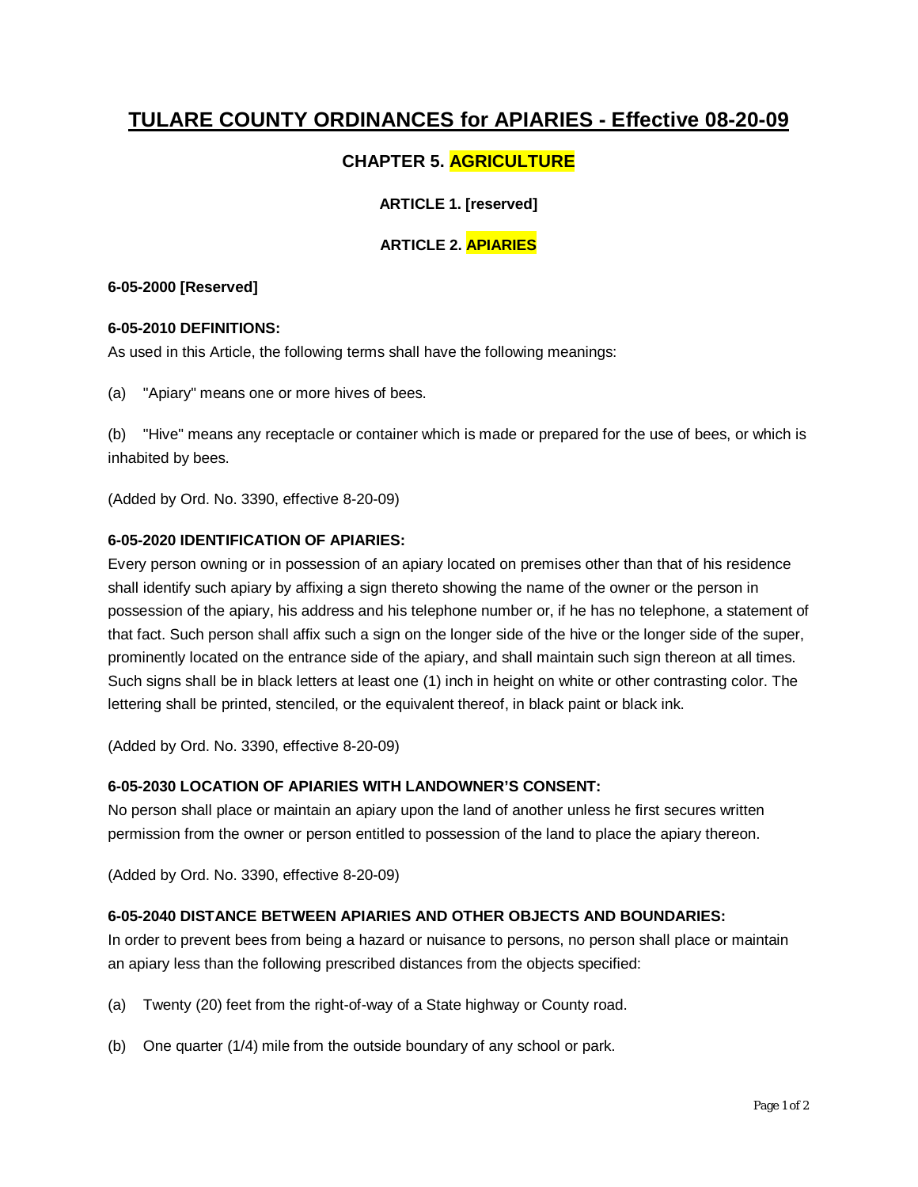# TULARE COUNTY ORDINANCES for APIARIES - Effective 08-20-09

## CHAPTER 5. AGRICULTURE

### ARTICLE 1. [reserved]

### ARTICLE 2. APIARIES

**6-05-2000 [Reserved]**

**6-05-2010 DEFINITIONS:**

As used in this Article, the following terms shall have the following meanings:

(a) "Apiary" means one or more hives of bees.

(b) "Hive" means any receptacle or container which is made or prepared for the use of bees, or which is inhabited by bees.

(Added by Ord. No. 3390, effective 8-20-09)

**6-05-2020 IDENTIFICATION OF APIARIES:**

Every person owning or in possession of an apiary located on premises other than that of his residence shall identify such apiary by affixing a sign thereto showing the name of the owner or the person in possession of the apiary, his address and his telephone number or, if he has no telephone, a statement of that fact. Such person shall affix such a sign on the longer side of the hive or the longer side of the super, prominently located on the entrance side of the apiary, and shall maintain such sign thereon at all times. Such signs shall be in black letters at least one (1) inch in height on white or other contrasting color. The lettering shall be printed, stenciled, or the equivalent thereof, in black paint or black ink.

(Added by Ord. No. 3390, effective 8-20-09)

**6-05-2030 LOCATION OF APIARIES WITH LANDOWNER'S CONSENT:**

No person shall place or maintain an apiary upon the land of another unless he first secures written permission from the owner or person entitled to possession of the land to place the apiary thereon.

(Added by Ord. No. 3390, effective 8-20-09)

**6-05-2040 DISTANCE BETWEEN APIARIES AND OTHER OBJECTS AND BOUNDARIES:**

In order to prevent bees from being a hazard or nuisance to persons, no person shall place or maintain an apiary less than the following prescribed distances from the objects specified:

(a) Twenty (20) feet from the right-of-way of a State highway or County road.

(b) One quarter (1/4) mile from the outside boundary of any school or park.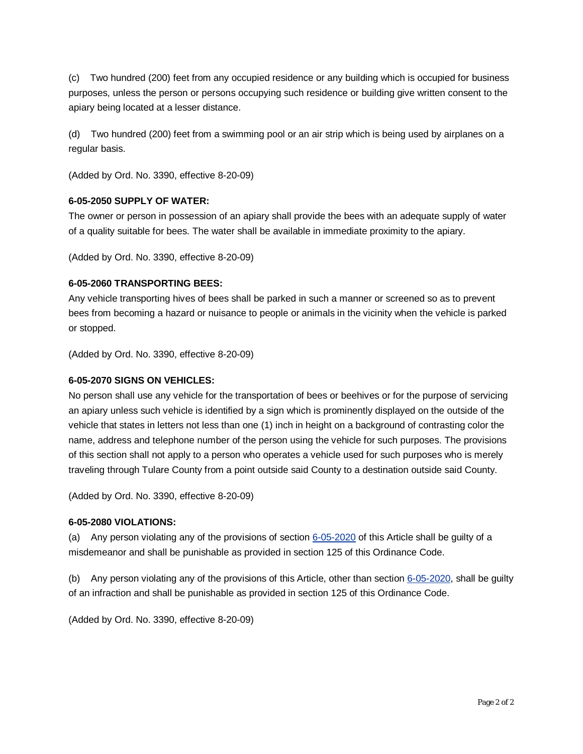(c) Two hundred (200) feet from any occupied residence or any building which is occupied for business purposes, unless the person or persons occupying such residence or building give written consent to the apiary being located at a lesser distance.

(d) Two hundred (200) feet from a swimming pool or an air strip which is being used by airplanes on a regular basis.

(Added by Ord. No. 3390, effective 8-20-09)

**6-05-2050 SUPPLY OF WATER:**

The owner or person in possession of an apiary shall provide the bees with an adequate supply of water of a quality suitable for bees. The water shall be available in immediate proximity to the apiary.

(Added by Ord. No. 3390, effective 8-20-09)

**6-05-2060 TRANSPORTING BEES:**

Any vehicle transporting hives of bees shall be parked in such a manner or screened so as to prevent bees from becoming a hazard or nuisance to people or animals in the vicinity when the vehicle is parked or stopped.

(Added by Ord. No. 3390, effective 8-20-09)

**6-05-2070 SIGNS ON VEHICLES:**

No person shall use any vehicle for the transportation of bees or beehives or for the purpose of servicing an apiary unless such vehicle is identified by a sign which is prominently displayed on the outside of the vehicle that states in letters not less than one (1) inch in height on a background of contrasting color the name, address and telephone number of the person using the vehicle for such purposes. The provisions of this section shall not apply to a person who operates a vehicle used for such purposes who is merely traveling through Tulare County from a point outside said County to a destination outside said County.

(Added by Ord. No. 3390, effective 8-20-09)

**6-05-2080 VIOLATIONS:**

(a) Any person violating any of the provisions of section 6-05-2020 of this Article shall be guilty of a misdemeanor and shall be punishable as provided in section 125 of this Ordinance Code.

(b) Any person violating any of the provisions of this Article, other than section 6-05-2020, shall be guilty of an infraction and shall be punishable as provided in section 125 of this Ordinance Code.

(Added by Ord. No. 3390, effective 8-20-09)